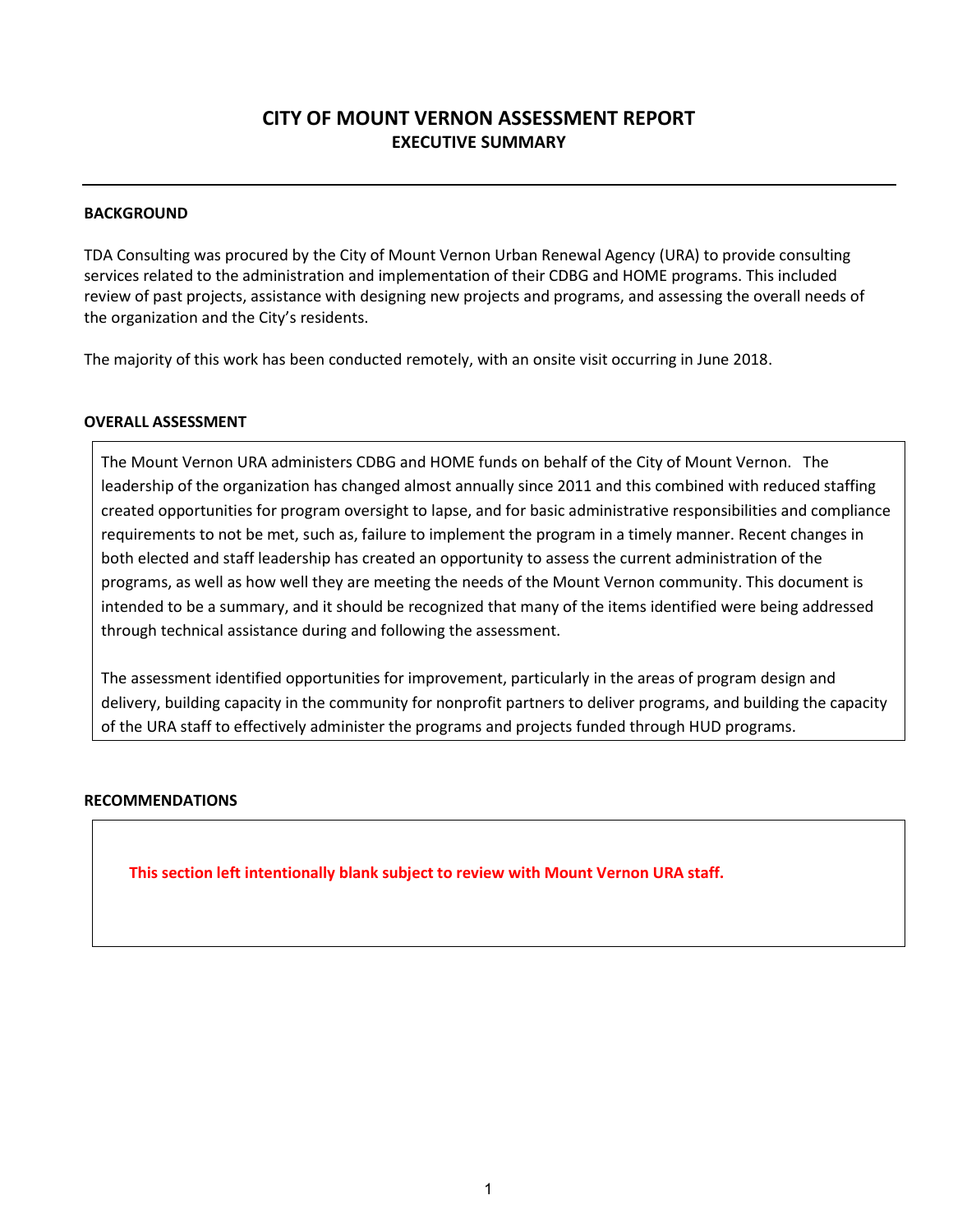# CITY OF MOUNT VERNON ASSESSMENT REPORT
## EXECUTIVE SUMMARY

### BACKGROUND

TDA Consulting was procured by the City of Mount Vernon Urban Renewal Agency (URA) to provide consulting services related to the administration and implementation of their CDBG and HOME programs. This included review of past projects, assistance with designing new projects and programs, and assessing the overall needs of the organization and the City's residents.

The majority of this work has been conducted remotely, with an onsite visit occurring in June 2018.

### OVERALL ASSESSMENT

The Mount Vernon URA administers CDBG and HOME funds on behalf of the City of Mount Vernon. The leadership of the organization has changed almost annually since 2011 and this combined with reduced staffing created opportunities for program oversight to lapse, and for basic administrative responsibilities and compliance requirements to not be met, such as, failure to implement the program in a timely manner. Recent changes in both elected and staff leadership has created an opportunity to assess the current administration of the programs, as well as how well they are meeting the needs of the Mount Vernon community. This document is intended to be a summary, and it should be recognized that many of the items identified were being addressed through technical assistance during and following the assessment.

The assessment identified opportunities for improvement, particularly in the areas of program design and delivery, building capacity in the community for nonprofit partners to deliver programs, and building the capacity of the URA staff to effectively administer the programs and projects funded through HUD programs.

### RECOMMENDATIONS

**This section left intentionally blank subject to review with Mount Vernon URA staff.**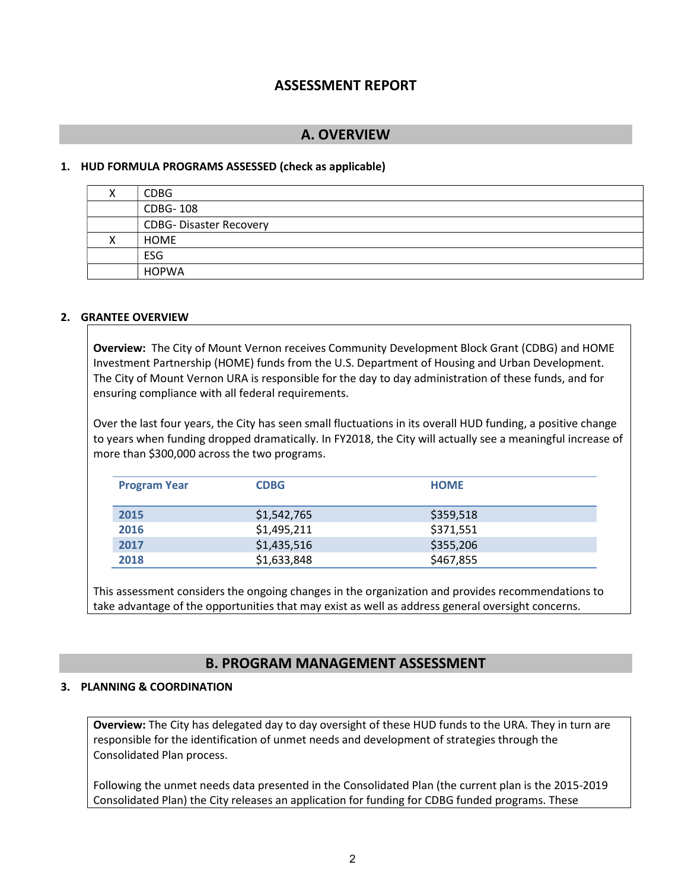# ASSESSMENT REPORT

## A. OVERVIEW

### 1. HUD FORMULA PROGRAMS ASSESSED (check as applicable)

| | |
|---|---|
| X | CDBG |
| | CDBG- 108 |
| | CDBG- Disaster Recovery |
| X | HOME |
| | ESG |
| | HOPWA |

### 2. GRANTEE OVERVIEW

**Overview:** The City of Mount Vernon receives Community Development Block Grant (CDBG) and HOME Investment Partnership (HOME) funds from the U.S. Department of Housing and Urban Development. The City of Mount Vernon URA is responsible for the day to day administration of these funds, and for ensuring compliance with all federal requirements.

Over the last four years, the City has seen small fluctuations in its overall HUD funding, a positive change to years when funding dropped dramatically. In FY2018, the City will actually see a meaningful increase of more than $300,000 across the two programs.

| Program Year | CDBG | HOME |
|---|---|---|
| 2015 | $1,542,765 | $359,518 |
| 2016 | $1,495,211 | $371,551 |
| 2017 | $1,435,516 | $355,206 |
| 2018 | $1,633,848 | $467,855 |

This assessment considers the ongoing changes in the organization and provides recommendations to take advantage of the opportunities that may exist as well as address general oversight concerns.

## B. PROGRAM MANAGEMENT ASSESSMENT

### 3. PLANNING & COORDINATION

**Overview:** The City has delegated day to day oversight of these HUD funds to the URA. They in turn are responsible for the identification of unmet needs and development of strategies through the Consolidated Plan process.

Following the unmet needs data presented in the Consolidated Plan (the current plan is the 2015-2019 Consolidated Plan) the City releases an application for funding for CDBG funded programs. These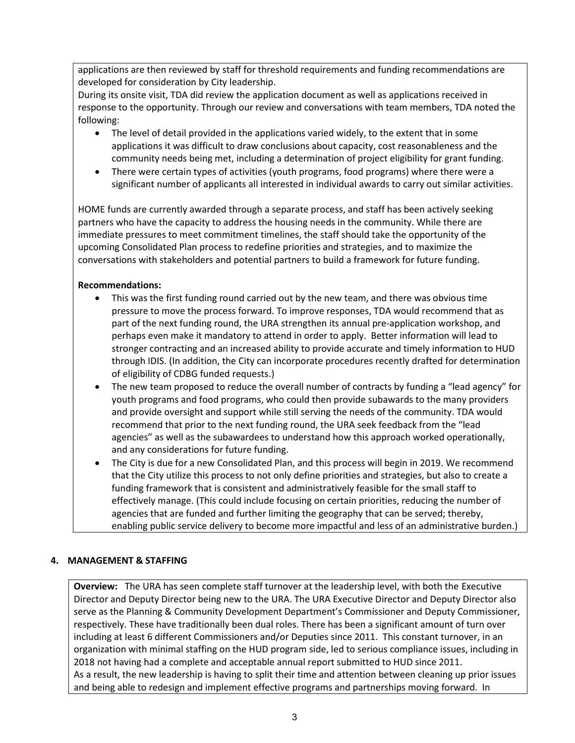applications are then reviewed by staff for threshold requirements and funding recommendations are developed for consideration by City leadership.

During its onsite visit, TDA did review the application document as well as applications received in response to the opportunity. Through our review and conversations with team members, TDA noted the following:

- The level of detail provided in the applications varied widely, to the extent that in some applications it was difficult to draw conclusions about capacity, cost reasonableness and the community needs being met, including a determination of project eligibility for grant funding.
- There were certain types of activities (youth programs, food programs) where there were a significant number of applicants all interested in individual awards to carry out similar activities.

HOME funds are currently awarded through a separate process, and staff has been actively seeking partners who have the capacity to address the housing needs in the community. While there are immediate pressures to meet commitment timelines, the staff should take the opportunity of the upcoming Consolidated Plan process to redefine priorities and strategies, and to maximize the conversations with stakeholders and potential partners to build a framework for future funding.

**Recommendations:**

- This was the first funding round carried out by the new team, and there was obvious time pressure to move the process forward. To improve responses, TDA would recommend that as part of the next funding round, the URA strengthen its annual pre-application workshop, and perhaps even make it mandatory to attend in order to apply. Better information will lead to stronger contracting and an increased ability to provide accurate and timely information to HUD through IDIS. (In addition, the City can incorporate procedures recently drafted for determination of eligibility of CDBG funded requests.)
- The new team proposed to reduce the overall number of contracts by funding a "lead agency" for youth programs and food programs, who could then provide subawards to the many providers and provide oversight and support while still serving the needs of the community. TDA would recommend that prior to the next funding round, the URA seek feedback from the "lead agencies" as well as the subawardees to understand how this approach worked operationally, and any considerations for future funding.
- The City is due for a new Consolidated Plan, and this process will begin in 2019. We recommend that the City utilize this process to not only define priorities and strategies, but also to create a funding framework that is consistent and administratively feasible for the small staff to effectively manage. (This could include focusing on certain priorities, reducing the number of agencies that are funded and further limiting the geography that can be served; thereby, enabling public service delivery to become more impactful and less of an administrative burden.)

## 4. MANAGEMENT & STAFFING

**Overview:** The URA has seen complete staff turnover at the leadership level, with both the Executive Director and Deputy Director being new to the URA. The URA Executive Director and Deputy Director also serve as the Planning & Community Development Department's Commissioner and Deputy Commissioner, respectively. These have traditionally been dual roles. There has been a significant amount of turn over including at least 6 different Commissioners and/or Deputies since 2011. This constant turnover, in an organization with minimal staffing on the HUD program side, led to serious compliance issues, including in 2018 not having had a complete and acceptable annual report submitted to HUD since 2011.

As a result, the new leadership is having to split their time and attention between cleaning up prior issues and being able to redesign and implement effective programs and partnerships moving forward. In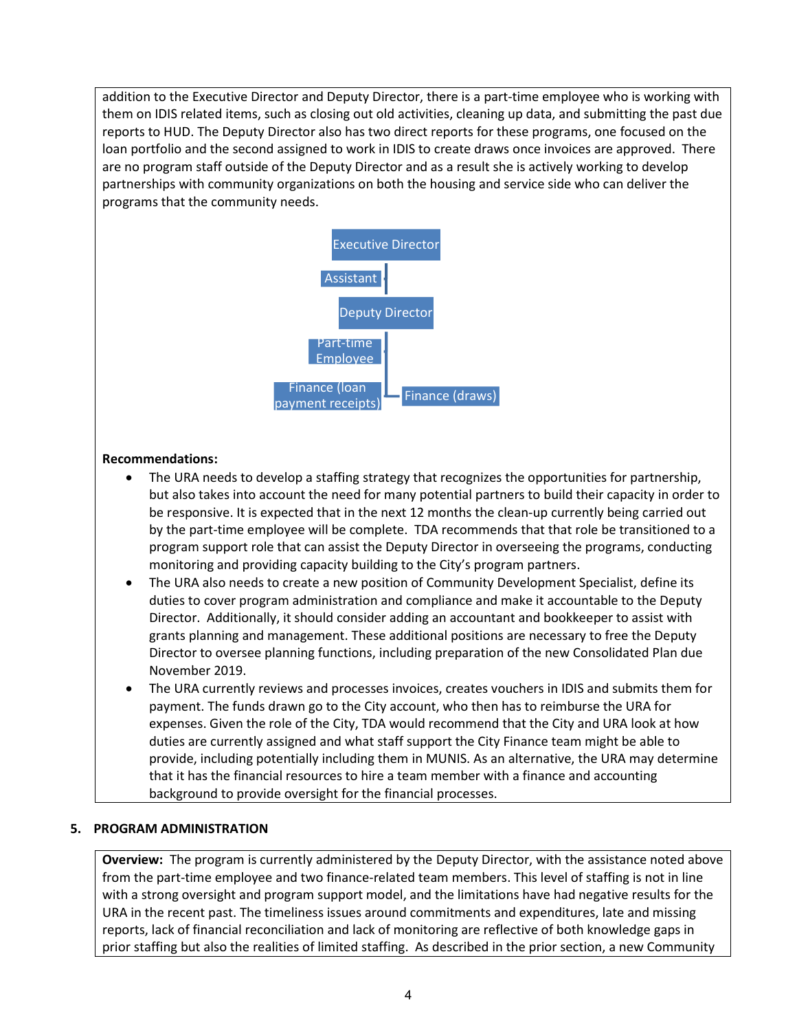addition to the Executive Director and Deputy Director, there is a part-time employee who is working with them on IDIS related items, such as closing out old activities, cleaning up data, and submitting the past due reports to HUD. The Deputy Director also has two direct reports for these programs, one focused on the loan portfolio and the second assigned to work in IDIS to create draws once invoices are approved. There are no program staff outside of the Deputy Director and as a result she is actively working to develop partnerships with community organizations on both the housing and service side who can deliver the programs that the community needs.

- Executive Director
  - Assistant
  - Deputy Director
    - Part-time Employee
    - Finance (loan payment receipts)
    - Finance (draws)

**Recommendations:**

- The URA needs to develop a staffing strategy that recognizes the opportunities for partnership, but also takes into account the need for many potential partners to build their capacity in order to be responsive. It is expected that in the next 12 months the clean-up currently being carried out by the part-time employee will be complete. TDA recommends that that role be transitioned to a program support role that can assist the Deputy Director in overseeing the programs, conducting monitoring and providing capacity building to the City's program partners.
- The URA also needs to create a new position of Community Development Specialist, define its duties to cover program administration and compliance and make it accountable to the Deputy Director. Additionally, it should consider adding an accountant and bookkeeper to assist with grants planning and management. These additional positions are necessary to free the Deputy Director to oversee planning functions, including preparation of the new Consolidated Plan due November 2019.
- The URA currently reviews and processes invoices, creates vouchers in IDIS and submits them for payment. The funds drawn go to the City account, who then has to reimburse the URA for expenses. Given the role of the City, TDA would recommend that the City and URA look at how duties are currently assigned and what staff support the City Finance team might be able to provide, including potentially including them in MUNIS. As an alternative, the URA may determine that it has the financial resources to hire a team member with a finance and accounting background to provide oversight for the financial processes.

## 5. PROGRAM ADMINISTRATION

**Overview:** The program is currently administered by the Deputy Director, with the assistance noted above from the part-time employee and two finance-related team members. This level of staffing is not in line with a strong oversight and program support model, and the limitations have had negative results for the URA in the recent past. The timeliness issues around commitments and expenditures, late and missing reports, lack of financial reconciliation and lack of monitoring are reflective of both knowledge gaps in prior staffing but also the realities of limited staffing. As described in the prior section, a new Community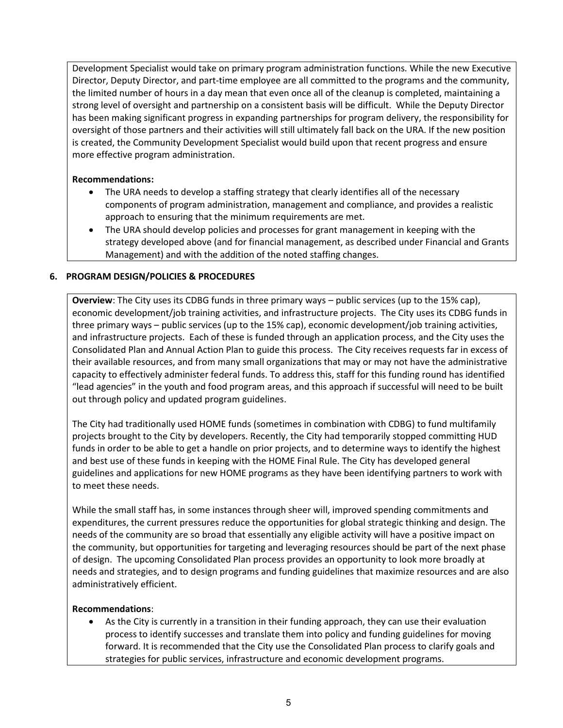Development Specialist would take on primary program administration functions. While the new Executive Director, Deputy Director, and part-time employee are all committed to the programs and the community, the limited number of hours in a day mean that even once all of the cleanup is completed, maintaining a strong level of oversight and partnership on a consistent basis will be difficult. While the Deputy Director has been making significant progress in expanding partnerships for program delivery, the responsibility for oversight of those partners and their activities will still ultimately fall back on the URA. If the new position is created, the Community Development Specialist would build upon that recent progress and ensure more effective program administration.

**Recommendations:**

- The URA needs to develop a staffing strategy that clearly identifies all of the necessary components of program administration, management and compliance, and provides a realistic approach to ensuring that the minimum requirements are met.
- The URA should develop policies and processes for grant management in keeping with the strategy developed above (and for financial management, as described under Financial and Grants Management) and with the addition of the noted staffing changes.

## 6. PROGRAM DESIGN/POLICIES & PROCEDURES

**Overview**: The City uses its CDBG funds in three primary ways – public services (up to the 15% cap), economic development/job training activities, and infrastructure projects. The City uses its CDBG funds in three primary ways – public services (up to the 15% cap), economic development/job training activities, and infrastructure projects. Each of these is funded through an application process, and the City uses the Consolidated Plan and Annual Action Plan to guide this process. The City receives requests far in excess of their available resources, and from many small organizations that may or may not have the administrative capacity to effectively administer federal funds. To address this, staff for this funding round has identified "lead agencies" in the youth and food program areas, and this approach if successful will need to be built out through policy and updated program guidelines.

The City had traditionally used HOME funds (sometimes in combination with CDBG) to fund multifamily projects brought to the City by developers. Recently, the City had temporarily stopped committing HUD funds in order to be able to get a handle on prior projects, and to determine ways to identify the highest and best use of these funds in keeping with the HOME Final Rule. The City has developed general guidelines and applications for new HOME programs as they have been identifying partners to work with to meet these needs.

While the small staff has, in some instances through sheer will, improved spending commitments and expenditures, the current pressures reduce the opportunities for global strategic thinking and design. The needs of the community are so broad that essentially any eligible activity will have a positive impact on the community, but opportunities for targeting and leveraging resources should be part of the next phase of design. The upcoming Consolidated Plan process provides an opportunity to look more broadly at needs and strategies, and to design programs and funding guidelines that maximize resources and are also administratively efficient.

**Recommendations**:

- As the City is currently in a transition in their funding approach, they can use their evaluation process to identify successes and translate them into policy and funding guidelines for moving forward. It is recommended that the City use the Consolidated Plan process to clarify goals and strategies for public services, infrastructure and economic development programs.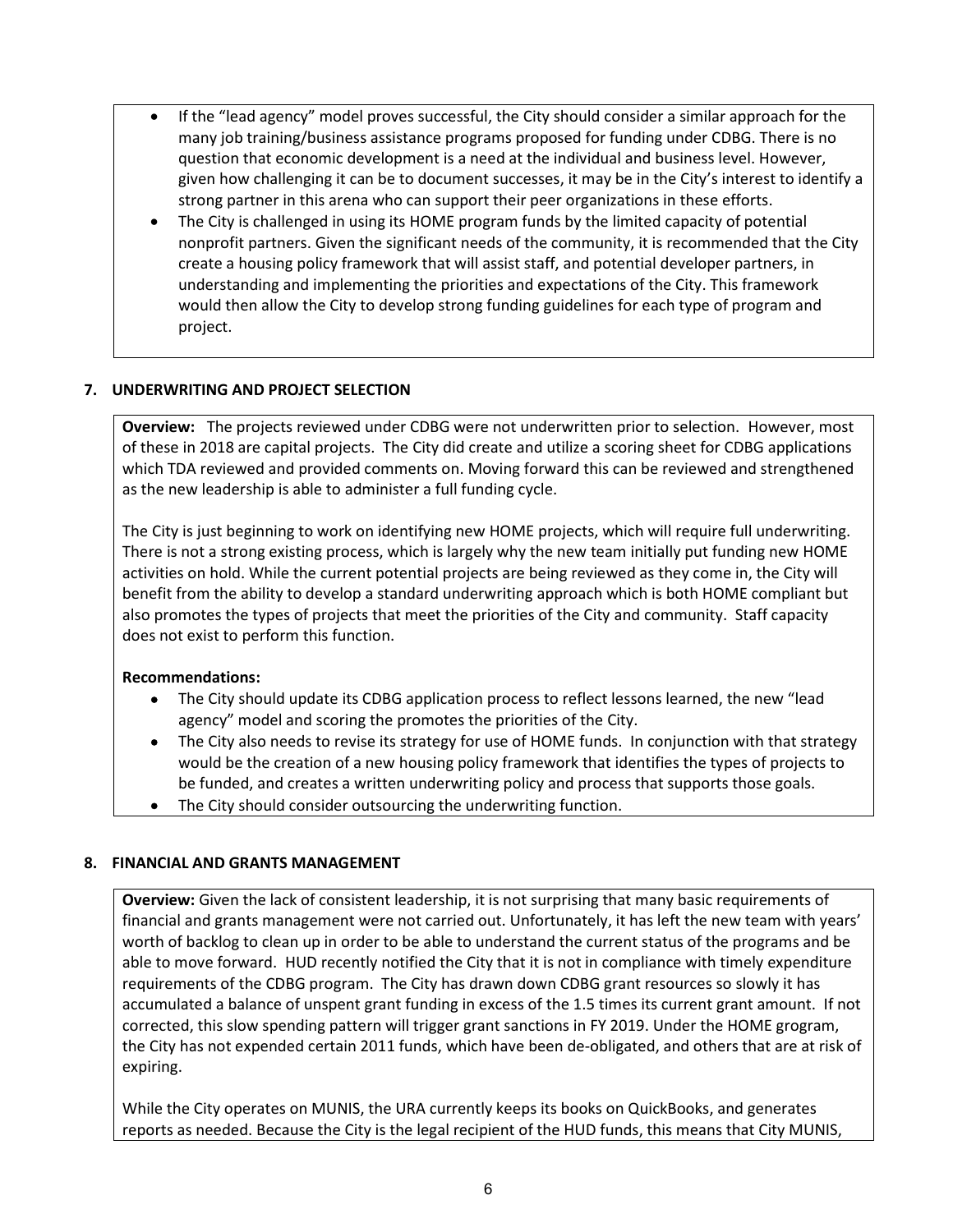- If the "lead agency" model proves successful, the City should consider a similar approach for the many job training/business assistance programs proposed for funding under CDBG. There is no question that economic development is a need at the individual and business level. However, given how challenging it can be to document successes, it may be in the City's interest to identify a strong partner in this arena who can support their peer organizations in these efforts.
- The City is challenged in using its HOME program funds by the limited capacity of potential nonprofit partners. Given the significant needs of the community, it is recommended that the City create a housing policy framework that will assist staff, and potential developer partners, in understanding and implementing the priorities and expectations of the City. This framework would then allow the City to develop strong funding guidelines for each type of program and project.

## 7. UNDERWRITING AND PROJECT SELECTION

**Overview:** The projects reviewed under CDBG were not underwritten prior to selection. However, most of these in 2018 are capital projects. The City did create and utilize a scoring sheet for CDBG applications which TDA reviewed and provided comments on. Moving forward this can be reviewed and strengthened as the new leadership is able to administer a full funding cycle.

The City is just beginning to work on identifying new HOME projects, which will require full underwriting. There is not a strong existing process, which is largely why the new team initially put funding new HOME activities on hold. While the current potential projects are being reviewed as they come in, the City will benefit from the ability to develop a standard underwriting approach which is both HOME compliant but also promotes the types of projects that meet the priorities of the City and community. Staff capacity does not exist to perform this function.

**Recommendations:**

- The City should update its CDBG application process to reflect lessons learned, the new "lead agency" model and scoring the promotes the priorities of the City.
- The City also needs to revise its strategy for use of HOME funds. In conjunction with that strategy would be the creation of a new housing policy framework that identifies the types of projects to be funded, and creates a written underwriting policy and process that supports those goals.
- The City should consider outsourcing the underwriting function.

## 8. FINANCIAL AND GRANTS MANAGEMENT

**Overview:** Given the lack of consistent leadership, it is not surprising that many basic requirements of financial and grants management were not carried out. Unfortunately, it has left the new team with years' worth of backlog to clean up in order to be able to understand the current status of the programs and be able to move forward. HUD recently notified the City that it is not in compliance with timely expenditure requirements of the CDBG program. The City has drawn down CDBG grant resources so slowly it has accumulated a balance of unspent grant funding in excess of the 1.5 times its current grant amount. If not corrected, this slow spending pattern will trigger grant sanctions in FY 2019. Under the HOME grogram, the City has not expended certain 2011 funds, which have been de-obligated, and others that are at risk of expiring.

While the City operates on MUNIS, the URA currently keeps its books on QuickBooks, and generates reports as needed. Because the City is the legal recipient of the HUD funds, this means that City MUNIS,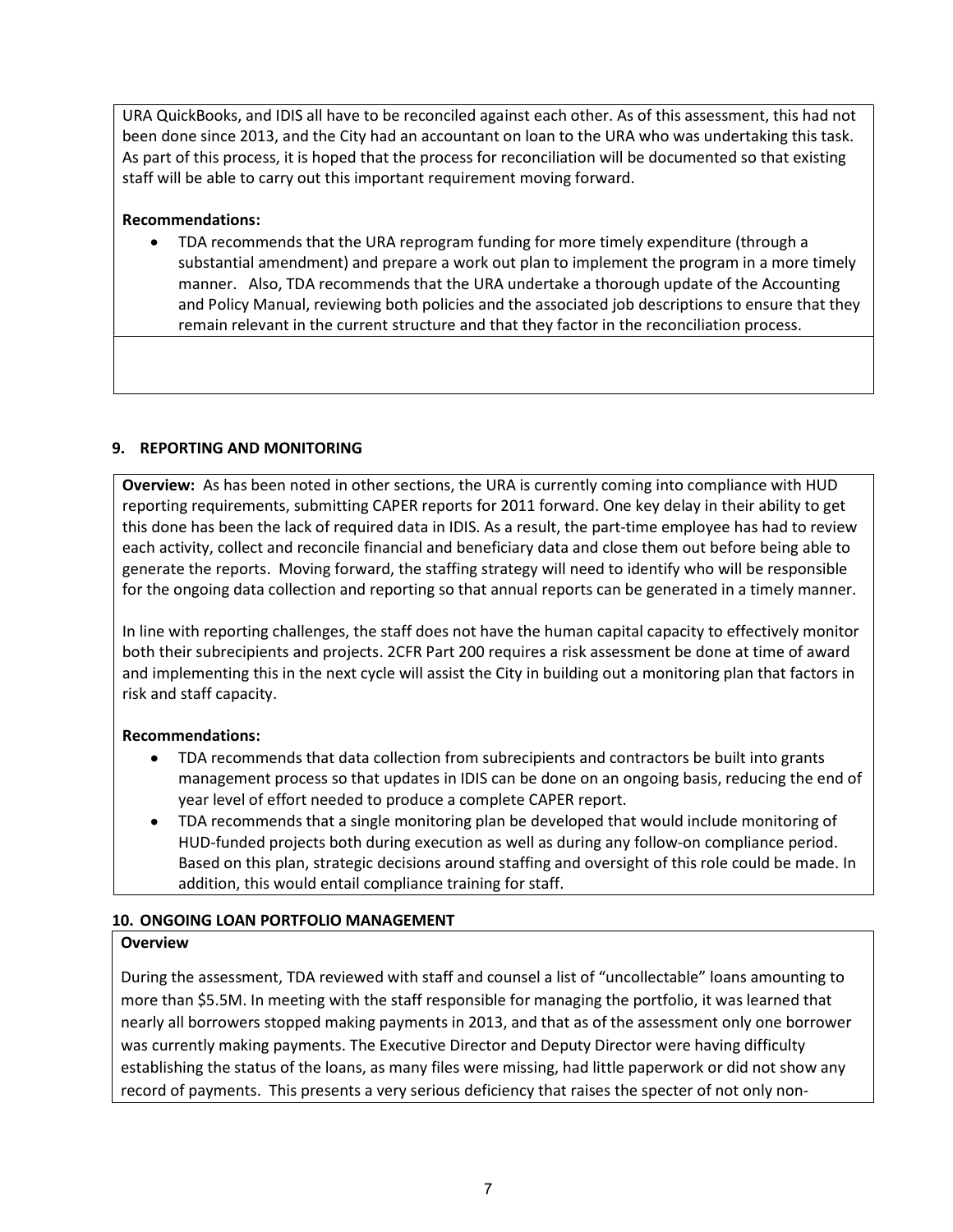URA QuickBooks, and IDIS all have to be reconciled against each other. As of this assessment, this had not been done since 2013, and the City had an accountant on loan to the URA who was undertaking this task. As part of this process, it is hoped that the process for reconciliation will be documented so that existing staff will be able to carry out this important requirement moving forward.

**Recommendations:**

- TDA recommends that the URA reprogram funding for more timely expenditure (through a substantial amendment) and prepare a work out plan to implement the program in a more timely manner. Also, TDA recommends that the URA undertake a thorough update of the Accounting and Policy Manual, reviewing both policies and the associated job descriptions to ensure that they remain relevant in the current structure and that they factor in the reconciliation process.

## 9. REPORTING AND MONITORING

**Overview:** As has been noted in other sections, the URA is currently coming into compliance with HUD reporting requirements, submitting CAPER reports for 2011 forward. One key delay in their ability to get this done has been the lack of required data in IDIS. As a result, the part-time employee has had to review each activity, collect and reconcile financial and beneficiary data and close them out before being able to generate the reports. Moving forward, the staffing strategy will need to identify who will be responsible for the ongoing data collection and reporting so that annual reports can be generated in a timely manner.

In line with reporting challenges, the staff does not have the human capital capacity to effectively monitor both their subrecipients and projects. 2CFR Part 200 requires a risk assessment be done at time of award and implementing this in the next cycle will assist the City in building out a monitoring plan that factors in risk and staff capacity.

**Recommendations:**

- TDA recommends that data collection from subrecipients and contractors be built into grants management process so that updates in IDIS can be done on an ongoing basis, reducing the end of year level of effort needed to produce a complete CAPER report.
- TDA recommends that a single monitoring plan be developed that would include monitoring of HUD-funded projects both during execution as well as during any follow-on compliance period. Based on this plan, strategic decisions around staffing and oversight of this role could be made. In addition, this would entail compliance training for staff.

## 10. ONGOING LOAN PORTFOLIO MANAGEMENT

**Overview**

During the assessment, TDA reviewed with staff and counsel a list of "uncollectable" loans amounting to more than $5.5M. In meeting with the staff responsible for managing the portfolio, it was learned that nearly all borrowers stopped making payments in 2013, and that as of the assessment only one borrower was currently making payments. The Executive Director and Deputy Director were having difficulty establishing the status of the loans, as many files were missing, had little paperwork or did not show any record of payments. This presents a very serious deficiency that raises the specter of not only non-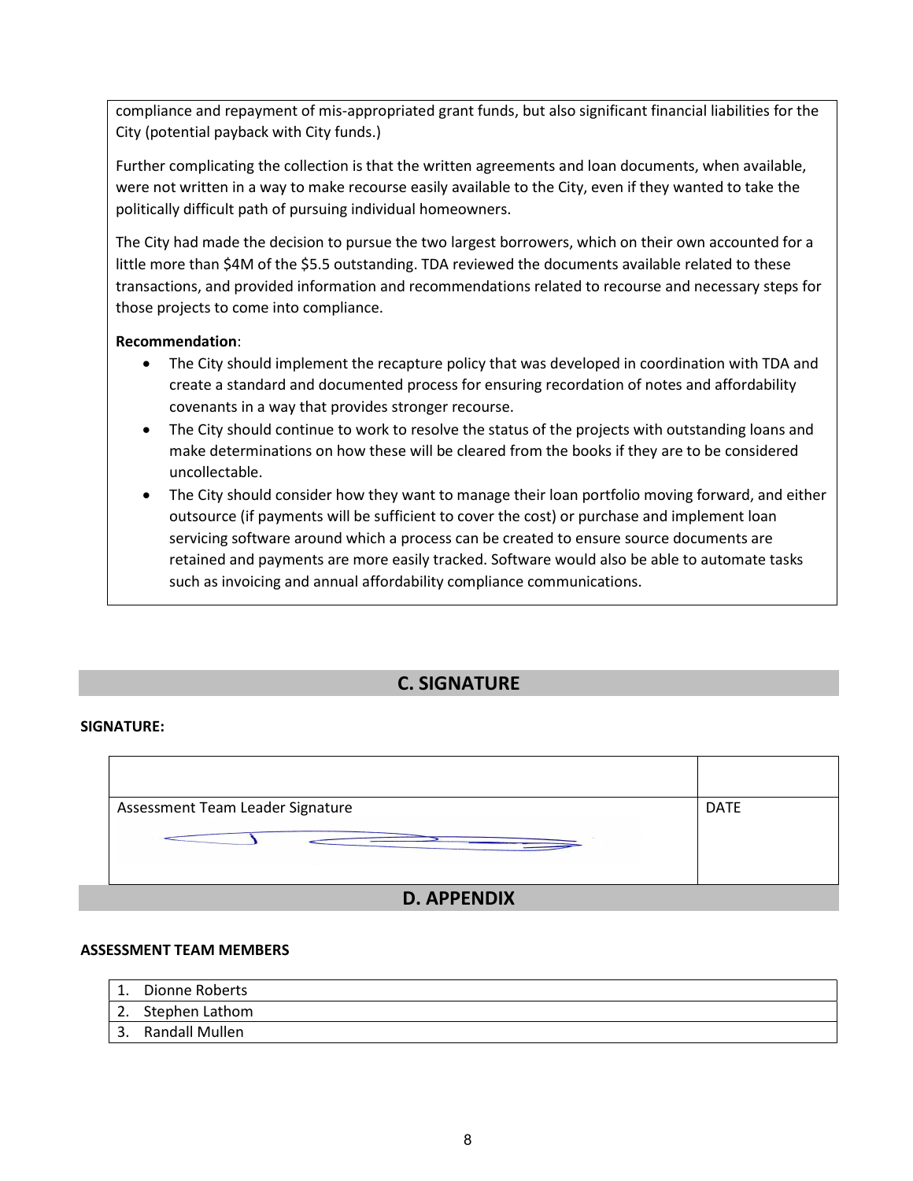compliance and repayment of mis-appropriated grant funds, but also significant financial liabilities for the City (potential payback with City funds.)

Further complicating the collection is that the written agreements and loan documents, when available, were not written in a way to make recourse easily available to the City, even if they wanted to take the politically difficult path of pursuing individual homeowners.

The City had made the decision to pursue the two largest borrowers, which on their own accounted for a little more than $4M of the $5.5 outstanding. TDA reviewed the documents available related to these transactions, and provided information and recommendations related to recourse and necessary steps for those projects to come into compliance.

**Recommendation**:

- The City should implement the recapture policy that was developed in coordination with TDA and create a standard and documented process for ensuring recordation of notes and affordability covenants in a way that provides stronger recourse.
- The City should continue to work to resolve the status of the projects with outstanding loans and make determinations on how these will be cleared from the books if they are to be considered uncollectable.
- The City should consider how they want to manage their loan portfolio moving forward, and either outsource (if payments will be sufficient to cover the cost) or purchase and implement loan servicing software around which a process can be created to ensure source documents are retained and payments are more easily tracked. Software would also be able to automate tasks such as invoicing and annual affordability compliance communications.

## C. SIGNATURE

**SIGNATURE:**

| | |
|---|---|
| Assessment Team Leader Signature | DATE |

## D. APPENDIX

**ASSESSMENT TEAM MEMBERS**

1. Dionne Roberts
2. Stephen Lathom
3. Randall Mullen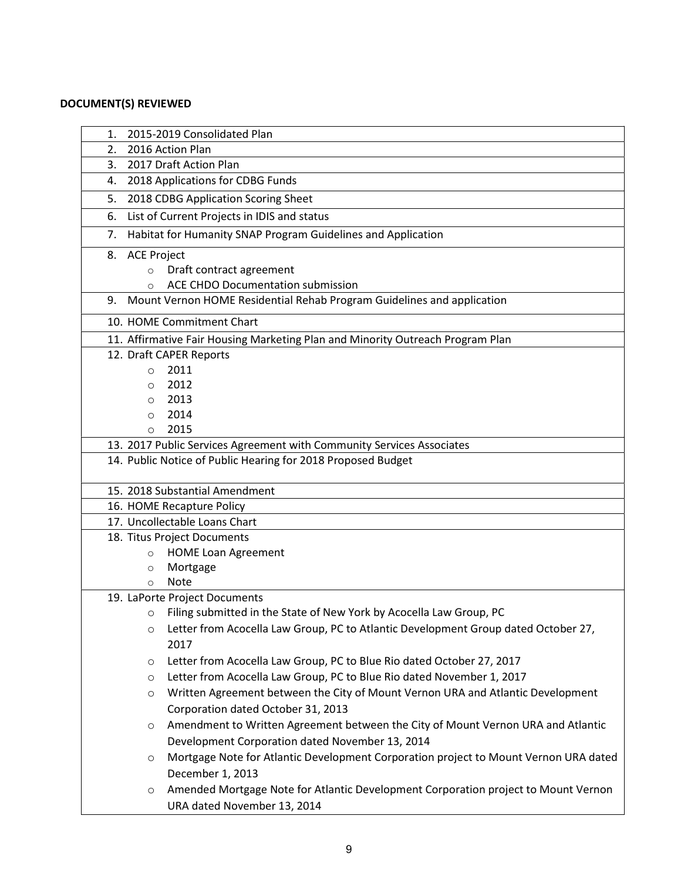**DOCUMENT(S) REVIEWED**

1. 2015-2019 Consolidated Plan
2. 2016 Action Plan
3. 2017 Draft Action Plan
4. 2018 Applications for CDBG Funds
5. 2018 CDBG Application Scoring Sheet
6. List of Current Projects in IDIS and status
7. Habitat for Humanity SNAP Program Guidelines and Application
8. ACE Project
    - Draft contract agreement
    - ACE CHDO Documentation submission
9. Mount Vernon HOME Residential Rehab Program Guidelines and application
10. HOME Commitment Chart
11. Affirmative Fair Housing Marketing Plan and Minority Outreach Program Plan
12. Draft CAPER Reports
    - 2011
    - 2012
    - 2013
    - 2014
    - 2015
13. 2017 Public Services Agreement with Community Services Associates
14. Public Notice of Public Hearing for 2018 Proposed Budget
15. 2018 Substantial Amendment
16. HOME Recapture Policy
17. Uncollectable Loans Chart
18. Titus Project Documents
    - HOME Loan Agreement
    - Mortgage
    - Note
19. LaPorte Project Documents
    - Filing submitted in the State of New York by Acocella Law Group, PC
    - Letter from Acocella Law Group, PC to Atlantic Development Group dated October 27, 2017
    - Letter from Acocella Law Group, PC to Blue Rio dated October 27, 2017
    - Letter from Acocella Law Group, PC to Blue Rio dated November 1, 2017
    - Written Agreement between the City of Mount Vernon URA and Atlantic Development Corporation dated October 31, 2013
    - Amendment to Written Agreement between the City of Mount Vernon URA and Atlantic Development Corporation dated November 13, 2014
    - Mortgage Note for Atlantic Development Corporation project to Mount Vernon URA dated December 1, 2013
    - Amended Mortgage Note for Atlantic Development Corporation project to Mount Vernon URA dated November 13, 2014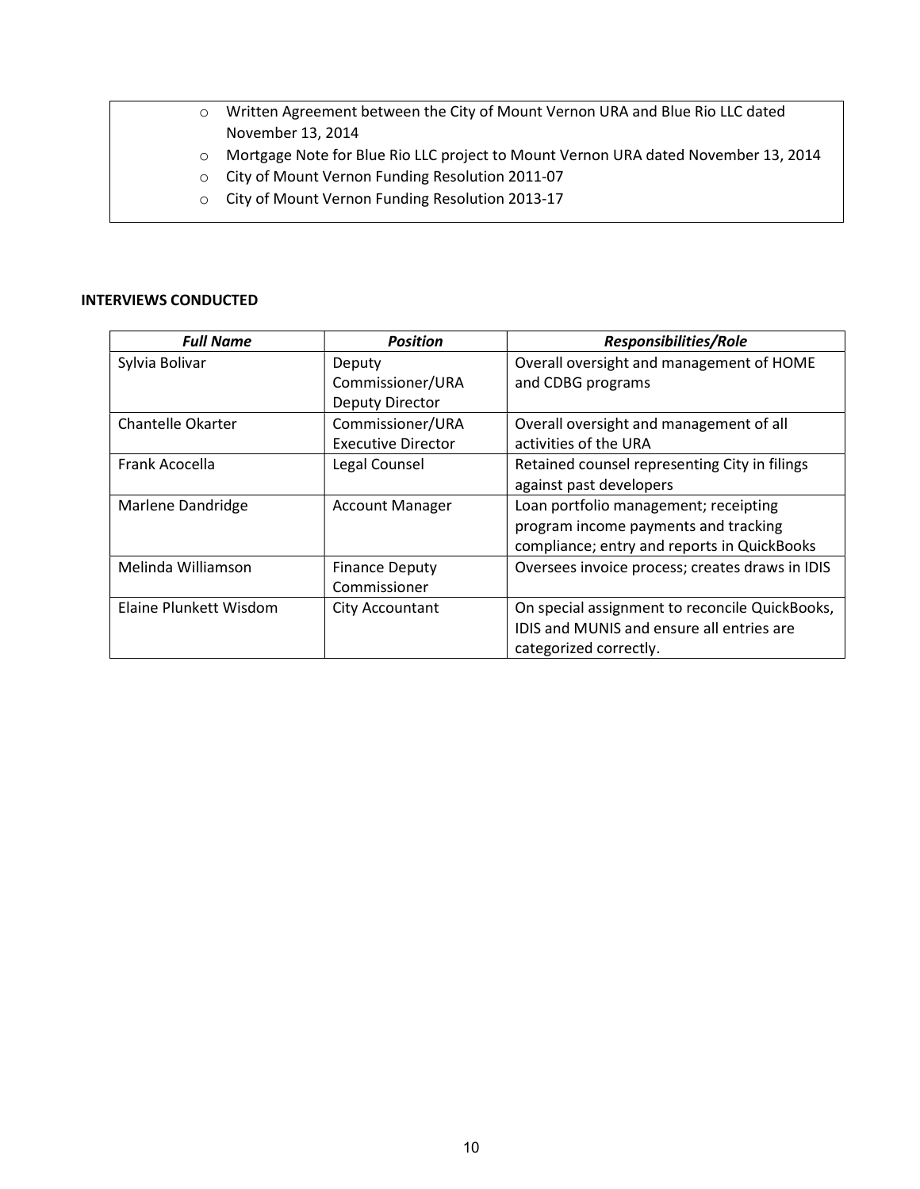- Written Agreement between the City of Mount Vernon URA and Blue Rio LLC dated November 13, 2014
- Mortgage Note for Blue Rio LLC project to Mount Vernon URA dated November 13, 2014
- City of Mount Vernon Funding Resolution 2011-07
- City of Mount Vernon Funding Resolution 2013-17

**INTERVIEWS CONDUCTED**

| ***Full Name*** | ***Position*** | ***Responsibilities/Role*** |
|---|---|---|
| Sylvia Bolivar | Deputy Commissioner/URA Deputy Director | Overall oversight and management of HOME and CDBG programs |
| Chantelle Okarter | Commissioner/URA Executive Director | Overall oversight and management of all activities of the URA |
| Frank Acocella | Legal Counsel | Retained counsel representing City in filings against past developers |
| Marlene Dandridge | Account Manager | Loan portfolio management; receipting program income payments and tracking compliance; entry and reports in QuickBooks |
| Melinda Williamson | Finance Deputy Commissioner | Oversees invoice process; creates draws in IDIS |
| Elaine Plunkett Wisdom | City Accountant | On special assignment to reconcile QuickBooks, IDIS and MUNIS and ensure all entries are categorized correctly. |